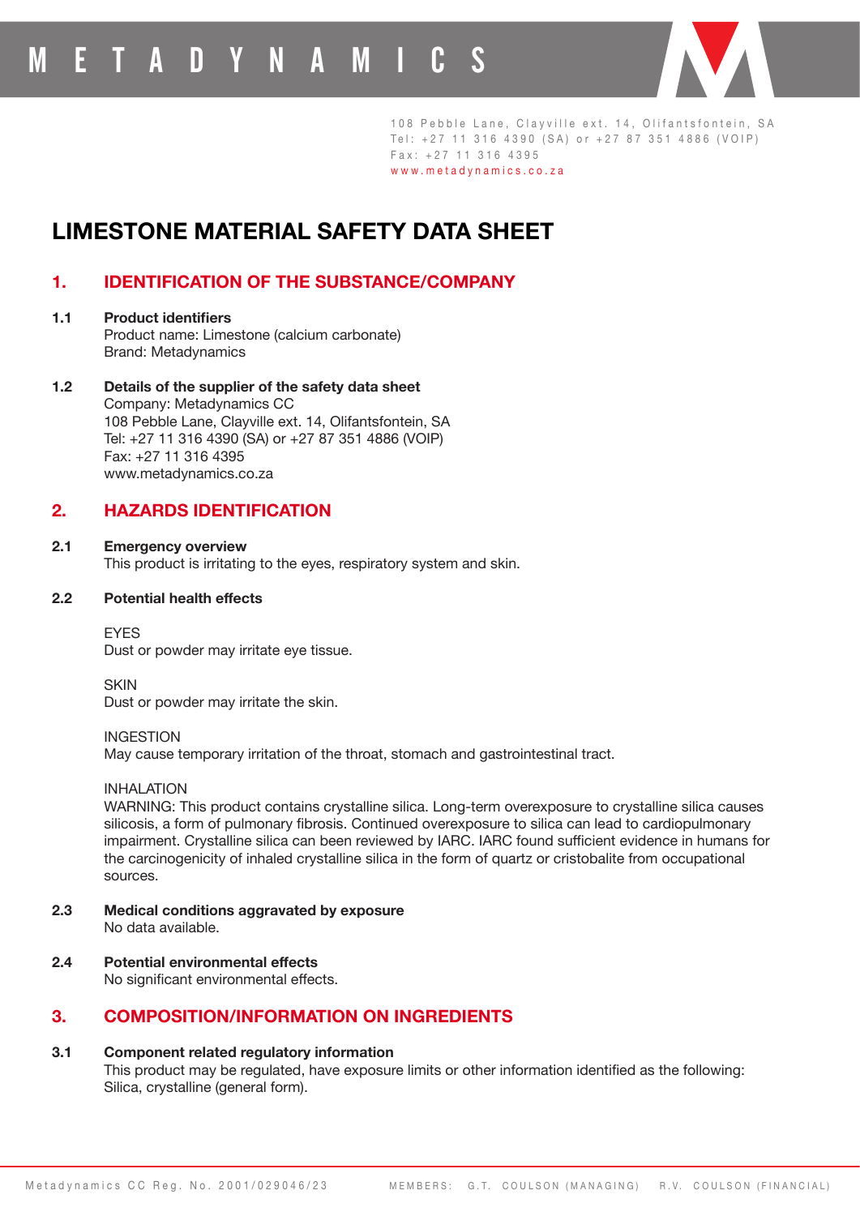METADYNAMICS

108 Pebble Lane, Clayville ext. 14, Olifantsfontein, SA
Tel: +27 11 316 4390 (SA) or +27 87 351 4886 (VOIP)
Fax: +27 11 316 4395
www.metadynamics.co.za

# LIMESTONE MATERIAL SAFETY DATA SHEET

## 1. IDENTIFICATION OF THE SUBSTANCE/COMPANY

### 1.1 Product identifiers

Product name: Limestone (calcium carbonate)
Brand: Metadynamics

### 1.2 Details of the supplier of the safety data sheet

Company: Metadynamics CC
108 Pebble Lane, Clayville ext. 14, Olifantsfontein, SA
Tel: +27 11 316 4390 (SA) or +27 87 351 4886 (VOIP)
Fax: +27 11 316 4395
www.metadynamics.co.za

## 2. HAZARDS IDENTIFICATION

### 2.1 Emergency overview

This product is irritating to the eyes, respiratory system and skin.

### 2.2 Potential health effects

EYES
Dust or powder may irritate eye tissue.

SKIN
Dust or powder may irritate the skin.

INGESTION
May cause temporary irritation of the throat, stomach and gastrointestinal tract.

INHALATION
WARNING: This product contains crystalline silica. Long-term overexposure to crystalline silica causes silicosis, a form of pulmonary fibrosis. Continued overexposure to silica can lead to cardiopulmonary impairment. Crystalline silica can been reviewed by IARC. IARC found sufficient evidence in humans for the carcinogenicity of inhaled crystalline silica in the form of quartz or cristobalite from occupational sources.

### 2.3 Medical conditions aggravated by exposure

No data available.

### 2.4 Potential environmental effects

No significant environmental effects.

## 3. COMPOSITION/INFORMATION ON INGREDIENTS

### 3.1 Component related regulatory information

This product may be regulated, have exposure limits or other information identified as the following: Silica, crystalline (general form).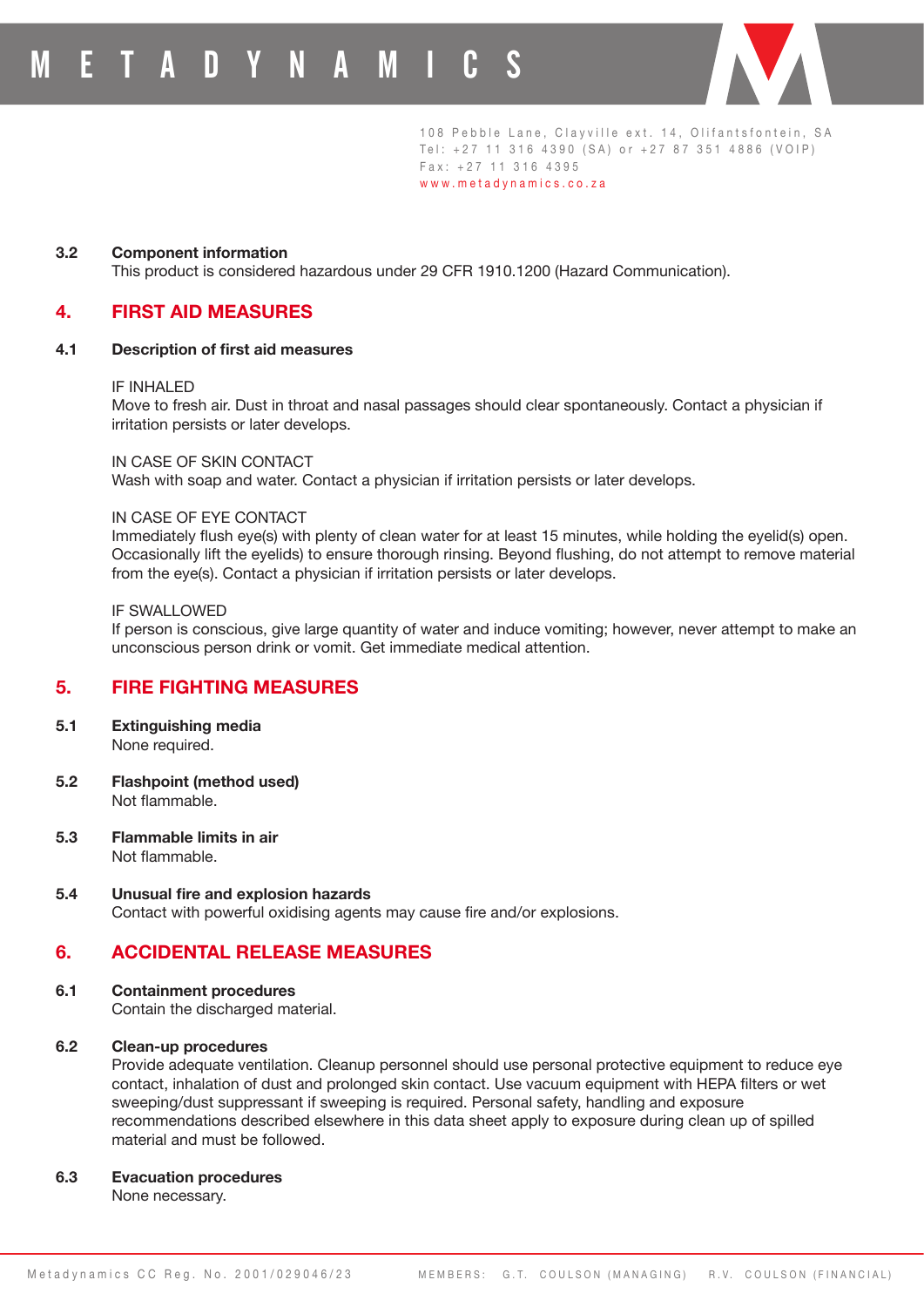### 3.2 Component information

This product is considered hazardous under 29 CFR 1910.1200 (Hazard Communication).

## 4. FIRST AID MEASURES

### 4.1 Description of first aid measures

IF INHALED
Move to fresh air. Dust in throat and nasal passages should clear spontaneously. Contact a physician if irritation persists or later develops.

IN CASE OF SKIN CONTACT
Wash with soap and water. Contact a physician if irritation persists or later develops.

IN CASE OF EYE CONTACT
Immediately flush eye(s) with plenty of clean water for at least 15 minutes, while holding the eyelid(s) open. Occasionally lift the eyelids) to ensure thorough rinsing. Beyond flushing, do not attempt to remove material from the eye(s). Contact a physician if irritation persists or later develops.

IF SWALLOWED
If person is conscious, give large quantity of water and induce vomiting; however, never attempt to make an unconscious person drink or vomit. Get immediate medical attention.

## 5. FIRE FIGHTING MEASURES

### 5.1 Extinguishing media

None required.

### 5.2 Flashpoint (method used)

Not flammable.

### 5.3 Flammable limits in air

Not flammable.

### 5.4 Unusual fire and explosion hazards

Contact with powerful oxidising agents may cause fire and/or explosions.

## 6. ACCIDENTAL RELEASE MEASURES

### 6.1 Containment procedures

Contain the discharged material.

### 6.2 Clean-up procedures

Provide adequate ventilation. Cleanup personnel should use personal protective equipment to reduce eye contact, inhalation of dust and prolonged skin contact. Use vacuum equipment with HEPA filters or wet sweeping/dust suppressant if sweeping is required. Personal safety, handling and exposure recommendations described elsewhere in this data sheet apply to exposure during clean up of spilled material and must be followed.

### 6.3 Evacuation procedures

None necessary.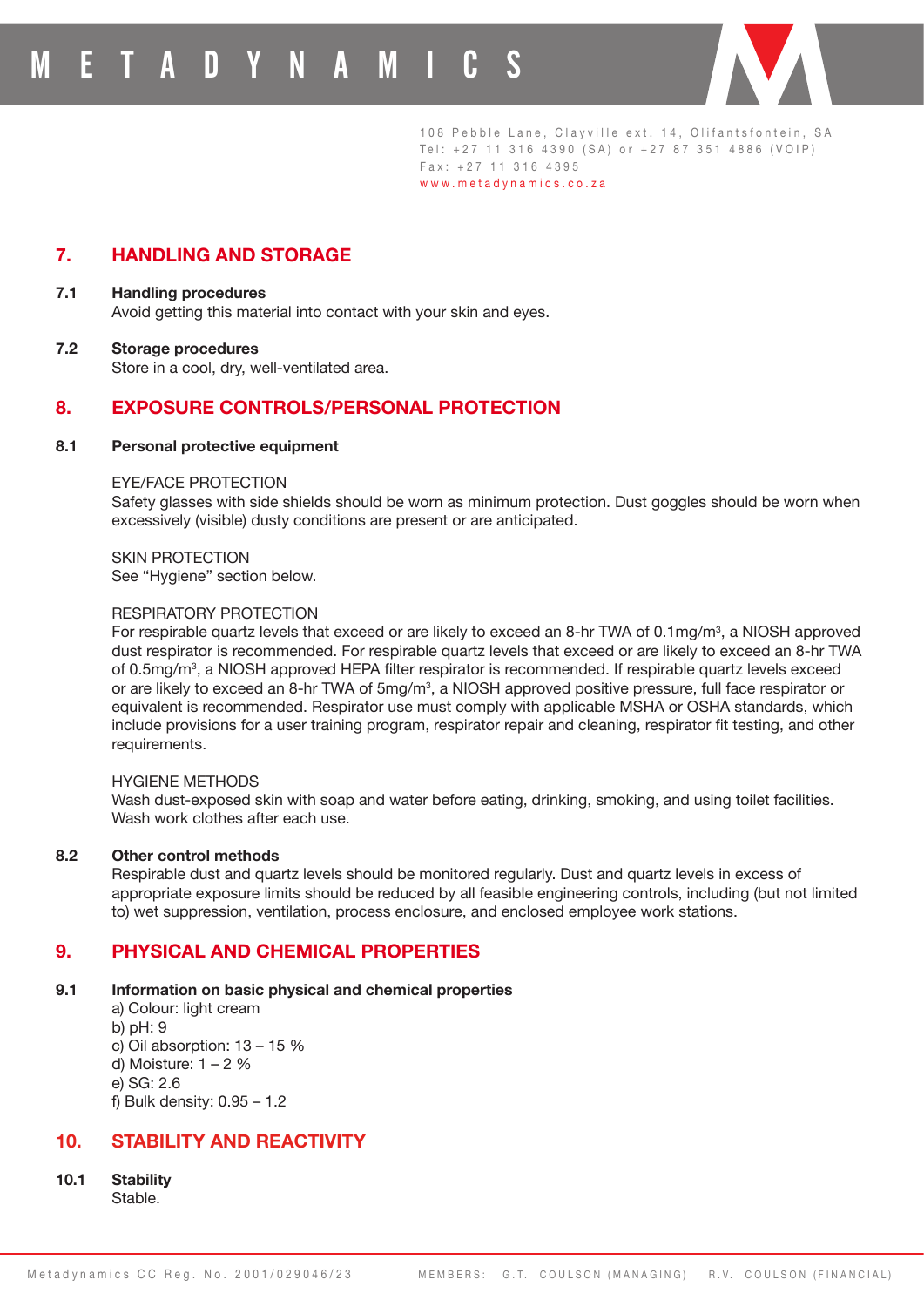## 7. HANDLING AND STORAGE

**7.1 Handling procedures**

Avoid getting this material into contact with your skin and eyes.

**7.2 Storage procedures**

Store in a cool, dry, well-ventilated area.

## 8. EXPOSURE CONTROLS/PERSONAL PROTECTION

**8.1 Personal protective equipment**

EYE/FACE PROTECTION

Safety glasses with side shields should be worn as minimum protection. Dust goggles should be worn when excessively (visible) dusty conditions are present or are anticipated.

SKIN PROTECTION

See "Hygiene" section below.

RESPIRATORY PROTECTION

For respirable quartz levels that exceed or are likely to exceed an 8-hr TWA of 0.1mg/m$^3$, a NIOSH approved dust respirator is recommended. For respirable quartz levels that exceed or are likely to exceed an 8-hr TWA of 0.5mg/m$^3$, a NIOSH approved HEPA filter respirator is recommended. If respirable quartz levels exceed or are likely to exceed an 8-hr TWA of 5mg/m$^3$, a NIOSH approved positive pressure, full face respirator or equivalent is recommended. Respirator use must comply with applicable MSHA or OSHA standards, which include provisions for a user training program, respirator repair and cleaning, respirator fit testing, and other requirements.

HYGIENE METHODS

Wash dust-exposed skin with soap and water before eating, drinking, smoking, and using toilet facilities. Wash work clothes after each use.

**8.2 Other control methods**

Respirable dust and quartz levels should be monitored regularly. Dust and quartz levels in excess of appropriate exposure limits should be reduced by all feasible engineering controls, including (but not limited to) wet suppression, ventilation, process enclosure, and enclosed employee work stations.

## 9. PHYSICAL AND CHEMICAL PROPERTIES

**9.1 Information on basic physical and chemical properties**

a) Colour: light cream
b) pH: 9
c) Oil absorption: 13 – 15 %
d) Moisture: 1 – 2 %
e) SG: 2.6
f) Bulk density: 0.95 – 1.2

## 10. STABILITY AND REACTIVITY

**10.1 Stability**

Stable.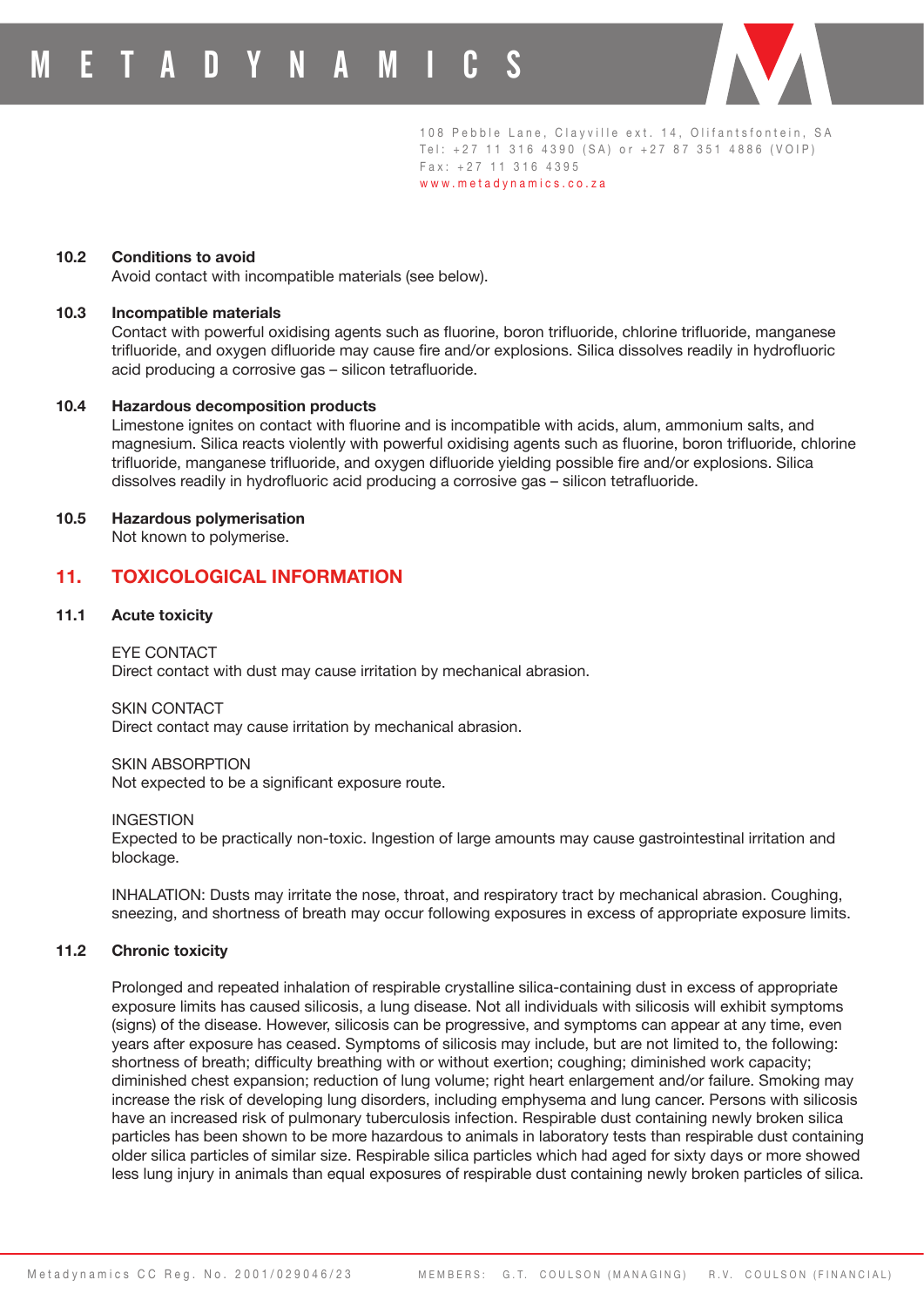### 10.2 Conditions to avoid

Avoid contact with incompatible materials (see below).

### 10.3 Incompatible materials

Contact with powerful oxidising agents such as fluorine, boron trifluoride, chlorine trifluoride, manganese trifluoride, and oxygen difluoride may cause fire and/or explosions. Silica dissolves readily in hydrofluoric acid producing a corrosive gas – silicon tetrafluoride.

### 10.4 Hazardous decomposition products

Limestone ignites on contact with fluorine and is incompatible with acids, alum, ammonium salts, and magnesium. Silica reacts violently with powerful oxidising agents such as fluorine, boron trifluoride, chlorine trifluoride, manganese trifluoride, and oxygen difluoride yielding possible fire and/or explosions. Silica dissolves readily in hydrofluoric acid producing a corrosive gas – silicon tetrafluoride.

### 10.5 Hazardous polymerisation

Not known to polymerise.

## 11. TOXICOLOGICAL INFORMATION

### 11.1 Acute toxicity

EYE CONTACT
Direct contact with dust may cause irritation by mechanical abrasion.

SKIN CONTACT
Direct contact may cause irritation by mechanical abrasion.

SKIN ABSORPTION
Not expected to be a significant exposure route.

INGESTION
Expected to be practically non-toxic. Ingestion of large amounts may cause gastrointestinal irritation and blockage.

INHALATION: Dusts may irritate the nose, throat, and respiratory tract by mechanical abrasion. Coughing, sneezing, and shortness of breath may occur following exposures in excess of appropriate exposure limits.

### 11.2 Chronic toxicity

Prolonged and repeated inhalation of respirable crystalline silica-containing dust in excess of appropriate exposure limits has caused silicosis, a lung disease. Not all individuals with silicosis will exhibit symptoms (signs) of the disease. However, silicosis can be progressive, and symptoms can appear at any time, even years after exposure has ceased. Symptoms of silicosis may include, but are not limited to, the following: shortness of breath; difficulty breathing with or without exertion; coughing; diminished work capacity; diminished chest expansion; reduction of lung volume; right heart enlargement and/or failure. Smoking may increase the risk of developing lung disorders, including emphysema and lung cancer. Persons with silicosis have an increased risk of pulmonary tuberculosis infection. Respirable dust containing newly broken silica particles has been shown to be more hazardous to animals in laboratory tests than respirable dust containing older silica particles of similar size. Respirable silica particles which had aged for sixty days or more showed less lung injury in animals than equal exposures of respirable dust containing newly broken particles of silica.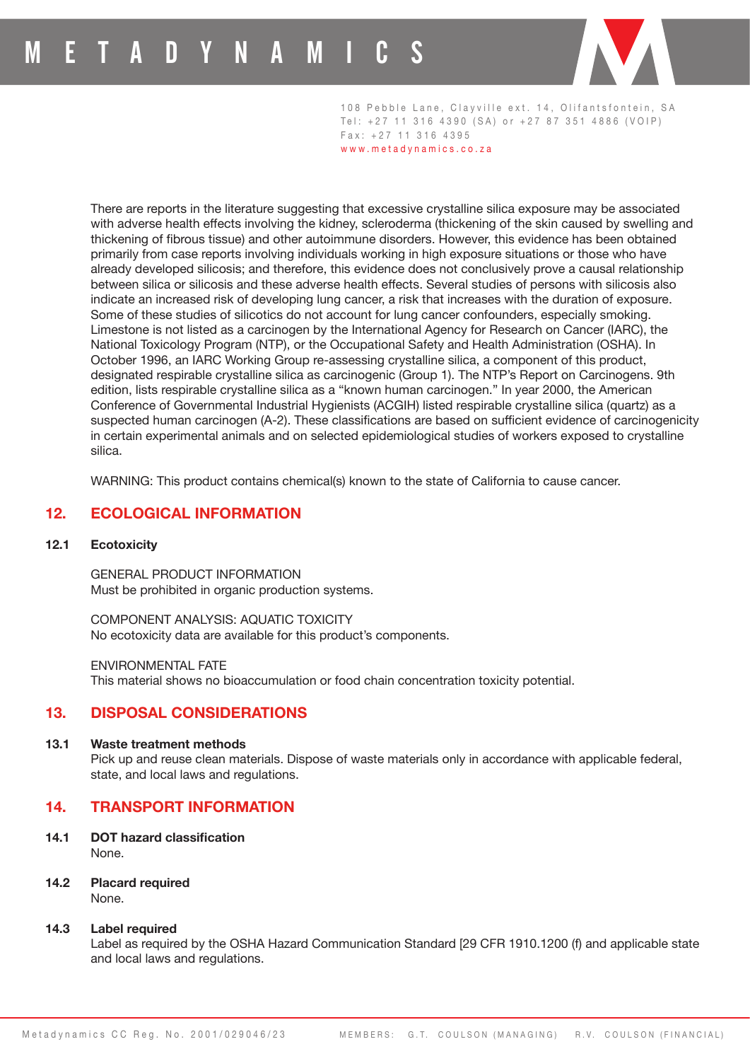There are reports in the literature suggesting that excessive crystalline silica exposure may be associated with adverse health effects involving the kidney, scleroderma (thickening of the skin caused by swelling and thickening of fibrous tissue) and other autoimmune disorders. However, this evidence has been obtained primarily from case reports involving individuals working in high exposure situations or those who have already developed silicosis; and therefore, this evidence does not conclusively prove a causal relationship between silica or silicosis and these adverse health effects. Several studies of persons with silicosis also indicate an increased risk of developing lung cancer, a risk that increases with the duration of exposure. Some of these studies of silicotics do not account for lung cancer confounders, especially smoking. Limestone is not listed as a carcinogen by the International Agency for Research on Cancer (IARC), the National Toxicology Program (NTP), or the Occupational Safety and Health Administration (OSHA). In October 1996, an IARC Working Group re-assessing crystalline silica, a component of this product, designated respirable crystalline silica as carcinogenic (Group 1). The NTP's Report on Carcinogens. 9th edition, lists respirable crystalline silica as a "known human carcinogen." In year 2000, the American Conference of Governmental Industrial Hygienists (ACGIH) listed respirable crystalline silica (quartz) as a suspected human carcinogen (A-2). These classifications are based on sufficient evidence of carcinogenicity in certain experimental animals and on selected epidemiological studies of workers exposed to crystalline silica.

WARNING: This product contains chemical(s) known to the state of California to cause cancer.

## 12. ECOLOGICAL INFORMATION

### 12.1 Ecotoxicity

GENERAL PRODUCT INFORMATION
Must be prohibited in organic production systems.

COMPONENT ANALYSIS: AQUATIC TOXICITY
No ecotoxicity data are available for this product's components.

ENVIRONMENTAL FATE
This material shows no bioaccumulation or food chain concentration toxicity potential.

## 13. DISPOSAL CONSIDERATIONS

### 13.1 Waste treatment methods

Pick up and reuse clean materials. Dispose of waste materials only in accordance with applicable federal, state, and local laws and regulations.

## 14. TRANSPORT INFORMATION

### 14.1 DOT hazard classification

None.

### 14.2 Placard required

None.

### 14.3 Label required

Label as required by the OSHA Hazard Communication Standard [29 CFR 1910.1200 (f) and applicable state and local laws and regulations.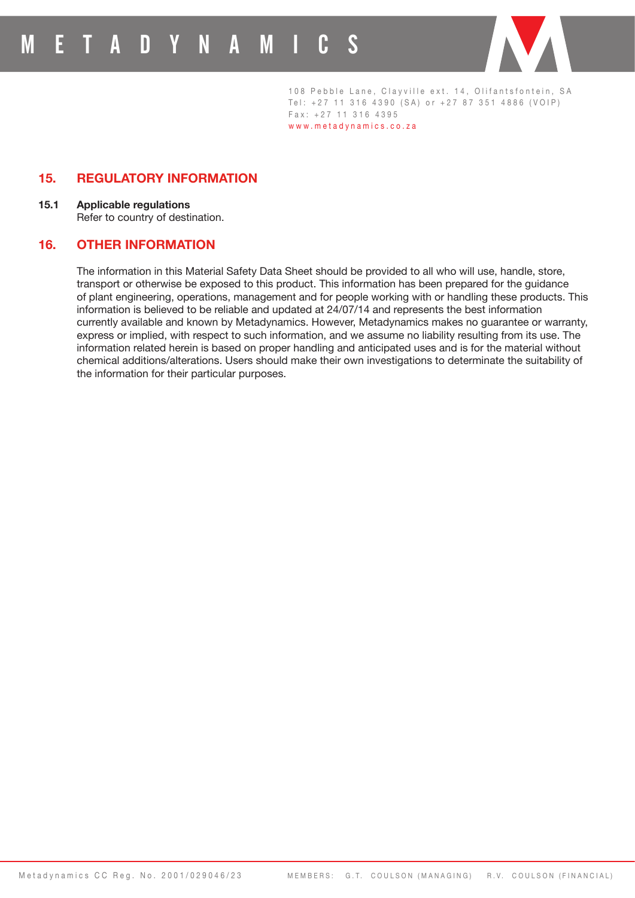## 15. REGULATORY INFORMATION

**15.1 Applicable regulations**

Refer to country of destination.

## 16. OTHER INFORMATION

The information in this Material Safety Data Sheet should be provided to all who will use, handle, store, transport or otherwise be exposed to this product. This information has been prepared for the guidance of plant engineering, operations, management and for people working with or handling these products. This information is believed to be reliable and updated at 24/07/14 and represents the best information currently available and known by Metadynamics. However, Metadynamics makes no guarantee or warranty, express or implied, with respect to such information, and we assume no liability resulting from its use. The information related herein is based on proper handling and anticipated uses and is for the material without chemical additions/alterations. Users should make their own investigations to determinate the suitability of the information for their particular purposes.